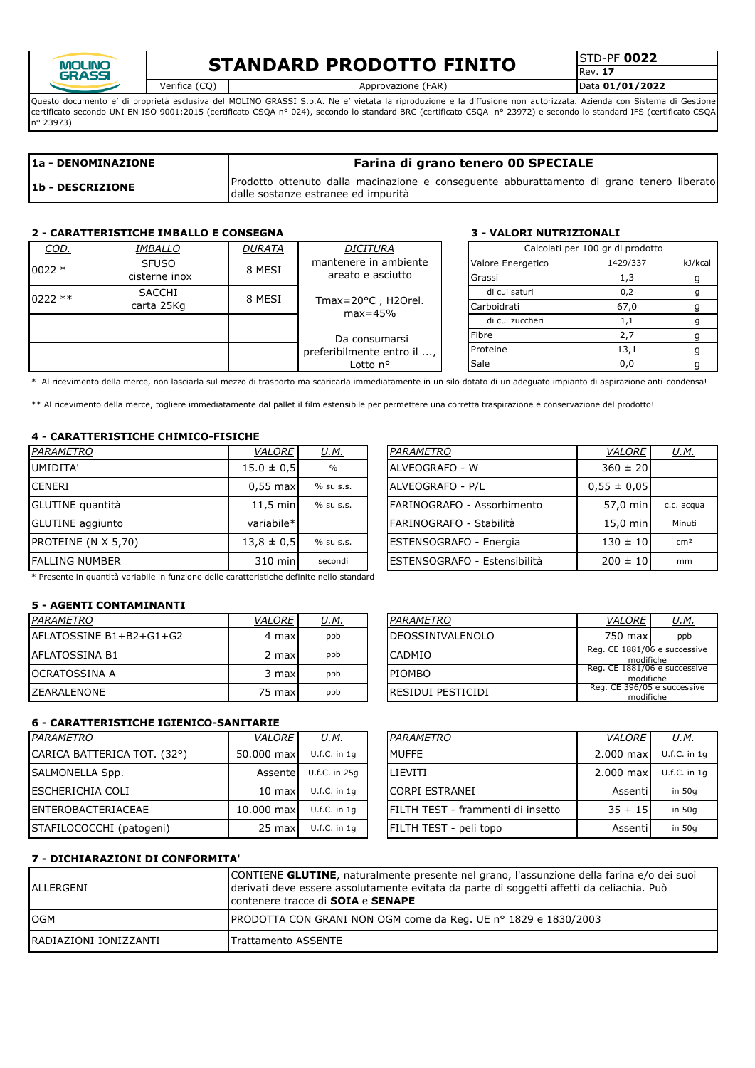MOLINO GRASSI

# STANDARD PRODOTTO FINITO

| STD-PF **0022** |
|---|
| Rev. **17** |
| Data **01/01/2022** |

Verifica (CQ) | Approvazione (FAR)

Questo documento e' di proprietà esclusiva del MOLINO GRASSI S.p.A. Ne e' vietata la riproduzione e la diffusione non autorizzata. Azienda con Sistema di Gestione certificato secondo UNI EN ISO 9001:2015 (certificato CSQA n° 024), secondo lo standard BRC (certificato CSQA n° 23972) e secondo lo standard IFS (certificato CSQA n° 23973)

| **1a - DENOMINAZIONE** | **Farina di grano tenero 00 SPECIALE** |
|---|---|
| **1b - DESCRIZIONE** | Prodotto ottenuto dalla macinazione e conseguente abburattamento di grano tenero liberato dalle sostanze estranee ed impurità |

## 2 - CARATTERISTICHE IMBALLO E CONSEGNA

| *COD.* | *IMBALLO* | *DURATA* | *DICITURA* |
|---|---|---|---|
| 0022 * | SFUSO cisterne inox | 8 MESI | mantenere in ambiente areato e asciutto |
| 0222 ** | SACCHI carta 25Kg | 8 MESI | Tmax=20°C , H2Orel. max=45% |
| | | | Da consumarsi preferibilmente entro il ..., Lotto n° |

## 3 - VALORI NUTRIZIONALI

| Calcolati per 100 gr di prodotto | | |
|---|---|---|
| Valore Energetico | 1429/337 | kJ/kcal |
| Grassi | 1,3 | g |
| di cui saturi | 0,2 | g |
| Carboidrati | 67,0 | g |
| di cui zuccheri | 1,1 | g |
| Fibre | 2,7 | g |
| Proteine | 13,1 | g |
| Sale | 0,0 | g |

\* Al ricevimento della merce, non lasciarla sul mezzo di trasporto ma scaricarla immediatamente in un silo dotato di un adeguato impianto di aspirazione anti-condensa!

\*\* Al ricevimento della merce, togliere immediatamente dal pallet il film estensibile per permettere una corretta traspirazione e conservazione del prodotto!

## 4 - CARATTERISTICHE CHIMICO-FISICHE

| *PARAMETRO* | *VALORE* | *U.M.* |
|---|---|---|
| UMIDITA' | 15.0 ± 0,5 | % |
| CENERI | 0,55 max | % su s.s. |
| GLUTINE quantità | 11,5 min | % su s.s. |
| GLUTINE aggiunto | variabile* | |
| PROTEINE (N X 5,70) | 13,8 ± 0,5 | % su s.s. |
| FALLING NUMBER | 310 min | secondi |

| *PARAMETRO* | *VALORE* | *U.M.* |
|---|---|---|
| ALVEOGRAFO - W | 360 ± 20 | |
| ALVEOGRAFO - P/L | 0,55 ± 0,05 | |
| FARINOGRAFO - Assorbimento | 57,0 min | c.c. acqua |
| FARINOGRAFO - Stabilità | 15,0 min | Minuti |
| ESTENSOGRAFO - Energia | 130 ± 10 | cm² |
| ESTENSOGRAFO - Estensibilità | 200 ± 10 | mm |

\* Presente in quantità variabile in funzione delle caratteristiche definite nello standard

## 5 - AGENTI CONTAMINANTI

| *PARAMETRO* | *VALORE* | *U.M.* |
|---|---|---|
| AFLATOSSINE B1+B2+G1+G2 | 4 max | ppb |
| AFLATOSSINA B1 | 2 max | ppb |
| OCRATOSSINA A | 3 max | ppb |
| ZEARALENONE | 75 max | ppb |

| *PARAMETRO* | *VALORE* | *U.M.* |
|---|---|---|
| DEOSSINIVALENOLO | 750 max | ppb |
| CADMIO | Reg. CE 1881/06 e successive modifiche | |
| PIOMBO | Reg. CE 1881/06 e successive modifiche | |
| RESIDUI PESTICIDI | Reg. CE 396/05 e successive modifiche | |

## 6 - CARATTERISTICHE IGIENICO-SANITARIE

| *PARAMETRO* | *VALORE* | *U.M.* |
|---|---|---|
| CARICA BATTERICA TOT. (32°) | 50.000 max | U.f.C. in 1g |
| SALMONELLA Spp. | Assente | U.f.C. in 25g |
| ESCHERICHIA COLI | 10 max | U.f.C. in 1g |
| ENTEROBACTERIACEAE | 10.000 max | U.f.C. in 1g |
| STAFILOCOCCHI (patogeni) | 25 max | U.f.C. in 1g |

| *PARAMETRO* | *VALORE* | *U.M.* |
|---|---|---|
| MUFFE | 2.000 max | U.f.C. in 1g |
| LIEVITI | 2.000 max | U.f.C. in 1g |
| CORPI ESTRANEI | Assenti | in 50g |
| FILTH TEST - frammenti di insetto | 35 + 15 | in 50g |
| FILTH TEST - peli topo | Assenti | in 50g |

## 7 - DICHIARAZIONI DI CONFORMITA'

| | |
|---|---|
| ALLERGENI | CONTIENE **GLUTINE**, naturalmente presente nel grano, l'assunzione della farina e/o dei suoi derivati deve essere assolutamente evitata da parte di soggetti affetti da celiachia. Può contenere tracce di **SOIA** e **SENAPE** |
| OGM | PRODOTTA CON GRANI NON OGM come da Reg. UE n° 1829 e 1830/2003 |
| RADIAZIONI IONIZZANTI | Trattamento ASSENTE |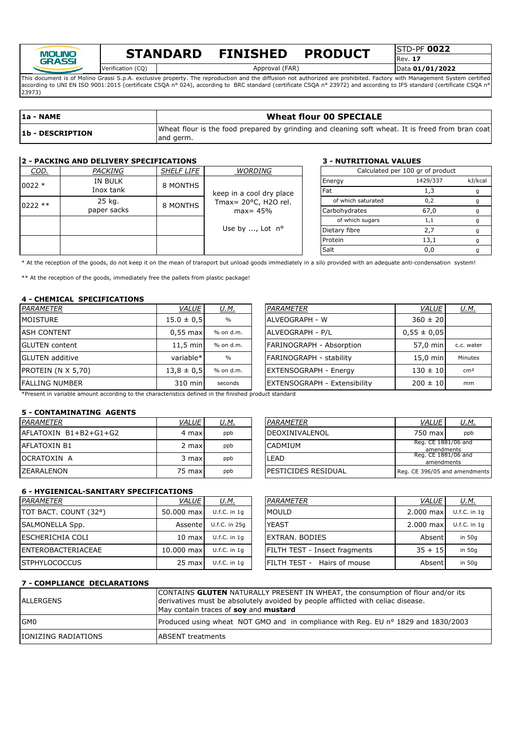| | | | |
|---|---|---|---|
| MOLINO GRASSI | **STANDARD FINISHED PRODUCT** | | STD-PF **0022** |
| | | | Rev. **17** |
| | Verification (CQ) | Approval (FAR) | Data **01/01/2022** |

This document is of Molino Grassi S.p.A. exclusive property. The reproduction and the diffusion not authorized are prohibited. Factory with Management System certified according to UNI EN ISO 9001:2015 (certificate CSQA n° 024), according to BRC standard (certificate CSQA n° 23972) and according to IFS standard (certificate CSQA n° 23973)

| | |
|---|---|
| **1a - NAME** | **Wheat flour 00 SPECIALE** |
| **1b - DESCRIPTION** | Wheat flour is the food prepared by grinding and cleaning soft wheat. It is freed from bran coat and germ. |

## 2 - PACKING AND DELIVERY SPECIFICATIONS

| COD. | PACKING | SHELF LIFE | WORDING |
|---|---|---|---|
| 0022 * | IN BULK Inox tank | 8 MONTHS | keep in a cool dry place Tmax= 20°C, H2O rel. max= 45% |
| 0222 ** | 25 kg. paper sacks | 8 MONTHS | |
| | | | Use by ..., Lot n° |
| | | | |

## 3 - NUTRITIONAL VALUES

| Calculated per 100 gr of product | | |
|---|---|---|
| Energy | 1429/337 | kJ/kcal |
| Fat | 1,3 | g |
| of which saturated | 0,2 | g |
| Carbohydrates | 67,0 | g |
| of which sugars | 1,1 | g |
| Dietary fibre | 2,7 | g |
| Protein | 13,1 | g |
| Salt | 0,0 | g |

\* At the reception of the goods, do not keep it on the mean of transport but unload goods immediately in a silo provided with an adequate anti-condensation system!

\*\* At the reception of the goods, immediately free the pallets from plastic package!

## 4 - CHEMICAL SPECIFICATIONS

| PARAMETER | VALUE | U.M. |
|---|---|---|
| MOISTURE | 15.0 ± 0,5 | % |
| ASH CONTENT | 0,55 max | % on d.m. |
| GLUTEN content | 11,5 min | % on d.m. |
| GLUTEN additive | variable* | % |
| PROTEIN (N X 5,70) | 13,8 ± 0,5 | % on d.m. |
| FALLING NUMBER | 310 min | seconds |

| PARAMETER | VALUE | U.M. |
|---|---|---|
| ALVEOGRAPH - W | 360 ± 20 | |
| ALVEOGRAPH - P/L | 0,55 ± 0,05 | |
| FARINOGRAPH - Absorption | 57,0 min | c.c. water |
| FARINOGRAPH - stability | 15,0 min | Minutes |
| EXTENSOGRAPH - Energy | 130 ± 10 | cm² |
| EXTENSOGRAPH - Extensibility | 200 ± 10 | mm |

\*Present in variable amount according to the characteristics defined in the finished product standard

## 5 - CONTAMINATING AGENTS

| PARAMETER | VALUE | U.M. |
|---|---|---|
| AFLATOXIN B1+B2+G1+G2 | 4 max | ppb |
| AFLATOXIN B1 | 2 max | ppb |
| OCRATOXIN A | 3 max | ppb |
| ZEARALENON | 75 max | ppb |

| PARAMETER | VALUE | U.M. |
|---|---|---|
| DEOXINIVALENOL | 750 max | ppb |
| CADMIUM | Reg. CE 1881/06 and amendments | |
| LEAD | Reg. CE 1881/06 and amendments | |
| PESTICIDES RESIDUAL | Reg. CE 396/05 and amendments | |

## 6 - HYGIENICAL-SANITARY SPECIFICATIONS

| PARAMETER | VALUE | U.M. |
|---|---|---|
| TOT BACT. COUNT (32°) | 50.000 max | U.f.C. in 1g |
| SALMONELLA Spp. | Assente | U.f.C. in 25g |
| ESCHERICHIA COLI | 10 max | U.f.C. in 1g |
| ENTEROBACTERIACEAE | 10.000 max | U.f.C. in 1g |
| STPHYLOCOCCUS | 25 max | U.f.C. in 1g |

| PARAMETER | VALUE | U.M. |
|---|---|---|
| MOULD | 2.000 max | U.f.C. in 1g |
| YEAST | 2.000 max | U.f.C. in 1g |
| EXTRAN. BODIES | Absent | in 50g |
| FILTH TEST - Insect fragments | 35 + 15 | in 50g |
| FILTH TEST - Hairs of mouse | Absent | in 50g |

## 7 - COMPLIANCE DECLARATIONS

| | |
|---|---|
| ALLERGENS | CONTAINS **GLUTEN** NATURALLY PRESENT IN WHEAT, the consumption of flour and/or its derivatives must be absolutely avoided by people afflicted with celiac disease. May contain traces of **soy** and **mustard** |
| GM0 | Produced using wheat NOT GMO and in compliance with Reg. EU n° 1829 and 1830/2003 |
| IONIZING RADIATIONS | ABSENT treatments |